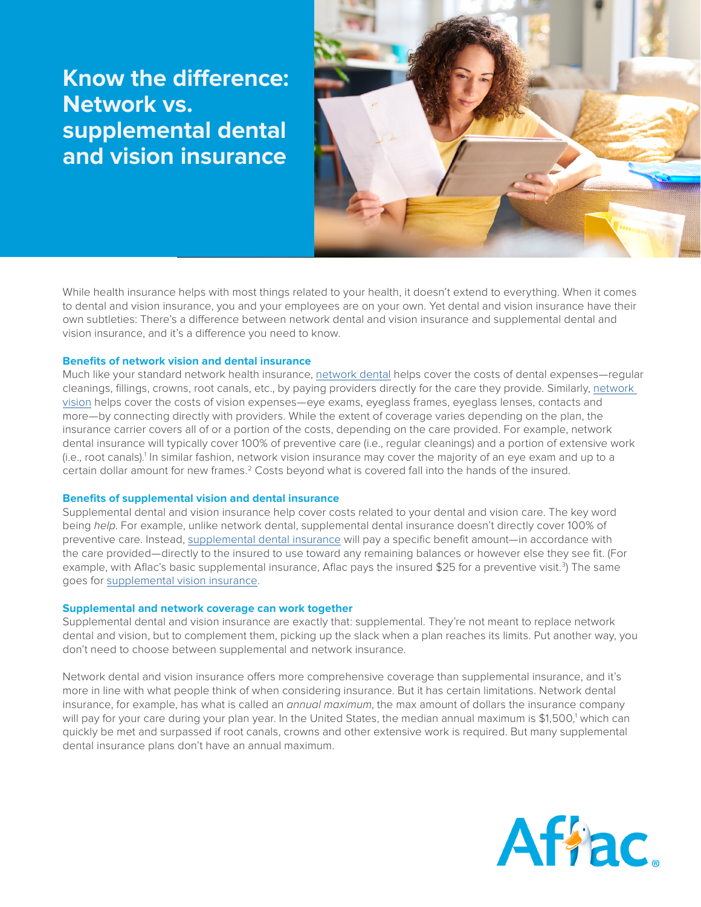# Know the difference: Network vs. supplemental dental and vision insurance

While health insurance helps with most things related to your health, it doesn't extend to everything. When it comes to dental and vision insurance, you and your employees are on your own. Yet dental and vision insurance have their own subtleties: There's a difference between network dental and vision insurance and supplemental dental and vision insurance, and it's a difference you need to know.

### Benefits of network vision and dental insurance

Much like your standard network health insurance, network dental helps cover the costs of dental expenses—regular cleanings, fillings, crowns, root canals, etc., by paying providers directly for the care they provide. Similarly, network vision helps cover the costs of vision expenses—eye exams, eyeglass frames, eyeglass lenses, contacts and more—by connecting directly with providers. While the extent of coverage varies depending on the plan, the insurance carrier covers all of or a portion of the costs, depending on the care provided. For example, network dental insurance will typically cover 100% of preventive care (i.e., regular cleanings) and a portion of extensive work (i.e., root canals).[1] In similar fashion, network vision insurance may cover the majority of an eye exam and up to a certain dollar amount for new frames.[2] Costs beyond what is covered fall into the hands of the insured.

### Benefits of supplemental vision and dental insurance

Supplemental dental and vision insurance help cover costs related to your dental and vision care. The key word being *help*. For example, unlike network dental, supplemental dental insurance doesn't directly cover 100% of preventive care. Instead, supplemental dental insurance will pay a specific benefit amount—in accordance with the care provided—directly to the insured to use toward any remaining balances or however else they see fit. (For example, with Aflac's basic supplemental insurance, Aflac pays the insured $25 for a preventive visit.[3]) The same goes for supplemental vision insurance.

### Supplemental and network coverage can work together

Supplemental dental and vision insurance are exactly that: supplemental. They're not meant to replace network dental and vision, but to complement them, picking up the slack when a plan reaches its limits. Put another way, you don't need to choose between supplemental and network insurance.

Network dental and vision insurance offers more comprehensive coverage than supplemental insurance, and it's more in line with what people think of when considering insurance. But it has certain limitations. Network dental insurance, for example, has what is called an *annual maximum*, the max amount of dollars the insurance company will pay for your care during your plan year. In the United States, the median annual maximum is $1,500,[1] which can quickly be met and surpassed if root canals, crowns and other extensive work is required. But many supplemental dental insurance plans don't have an annual maximum.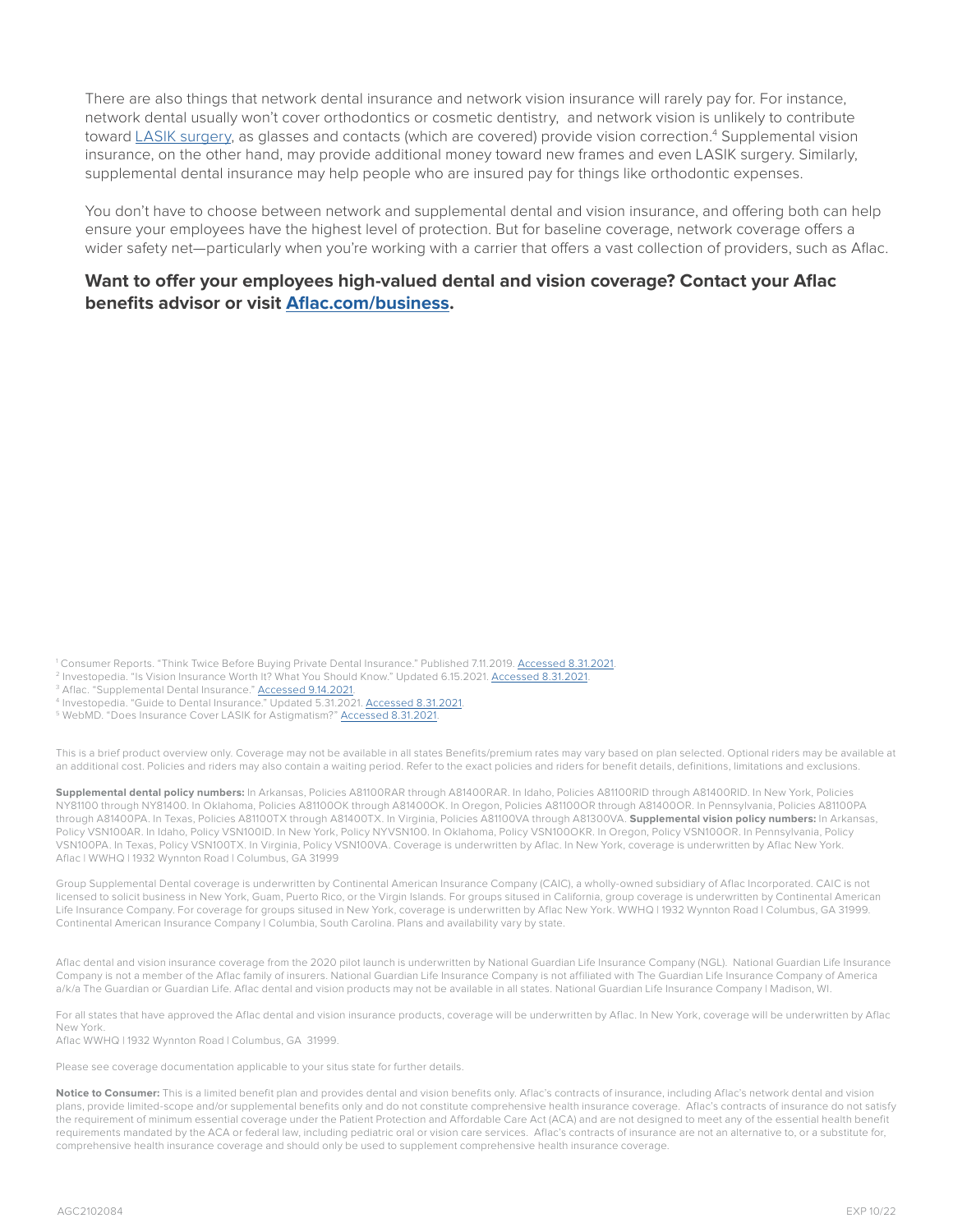There are also things that network dental insurance and network vision insurance will rarely pay for. For instance, network dental usually won't cover orthodontics or cosmetic dentistry, and network vision is unlikely to contribute toward [LASIK surgery](), as glasses and contacts (which are covered) provide vision correction.[4] Supplemental vision insurance, on the other hand, may provide additional money toward new frames and even LASIK surgery. Similarly, supplemental dental insurance may help people who are insured pay for things like orthodontic expenses.

You don't have to choose between network and supplemental dental and vision insurance, and offering both can help ensure your employees have the highest level of protection. But for baseline coverage, network coverage offers a wider safety net—particularly when you're working with a carrier that offers a vast collection of providers, such as Aflac.

**Want to offer your employees high-valued dental and vision coverage? Contact your Aflac benefits advisor or visit Aflac.com/business.**

[1] Consumer Reports. "Think Twice Before Buying Private Dental Insurance." Published 7.11.2019. Accessed 8.31.2021.
[2] Investopedia. "Is Vision Insurance Worth It? What You Should Know." Updated 6.15.2021. Accessed 8.31.2021.
[3] Aflac. "Supplemental Dental Insurance." Accessed 9.14.2021.
[4] Investopedia. "Guide to Dental Insurance." Updated 5.31.2021. Accessed 8.31.2021.
[5] WebMD. "Does Insurance Cover LASIK for Astigmatism?" Accessed 8.31.2021.

This is a brief product overview only. Coverage may not be available in all states Benefits/premium rates may vary based on plan selected. Optional riders may be available at an additional cost. Policies and riders may also contain a waiting period. Refer to the exact policies and riders for benefit details, definitions, limitations and exclusions.

**Supplemental dental policy numbers:** In Arkansas, Policies A81100RAR through A81400RAR. In Idaho, Policies A81100RID through A81400RID. In New York, Policies NY81100 through NY81400. In Oklahoma, Policies A81100OK through A81400OK. In Oregon, Policies A81100OR through A81400OR. In Pennsylvania, Policies A81100PA through A81400PA. In Texas, Policies A81100TX through A81400TX. In Virginia, Policies A81100VA through A81300VA. **Supplemental vision policy numbers:** In Arkansas, Policy VSN100AR. In Idaho, Policy VSN100ID. In New York, Policy NYVSN100. In Oklahoma, Policy VSN100OKR. In Oregon, Policy VSN100OR. In Pennsylvania, Policy VSN100PA. In Texas, Policy VSN100TX. In Virginia, Policy VSN100VA. Coverage is underwritten by Aflac. In New York, coverage is underwritten by Aflac New York. Aflac | WWHQ | 1932 Wynnton Road | Columbus, GA 31999

Group Supplemental Dental coverage is underwritten by Continental American Insurance Company (CAIC), a wholly-owned subsidiary of Aflac Incorporated. CAIC is not licensed to solicit business in New York, Guam, Puerto Rico, or the Virgin Islands. For groups sitused in California, group coverage is underwritten by Continental American Life Insurance Company. For coverage for groups sitused in New York, coverage is underwritten by Aflac New York. WWHQ | 1932 Wynnton Road | Columbus, GA 31999. Continental American Insurance Company | Columbia, South Carolina. Plans and availability vary by state.

Aflac dental and vision insurance coverage from the 2020 pilot launch is underwritten by National Guardian Life Insurance Company (NGL). National Guardian Life Insurance Company is not a member of the Aflac family of insurers. National Guardian Life Insurance Company is not affiliated with The Guardian Life Insurance Company of America a/k/a The Guardian or Guardian Life. Aflac dental and vision products may not be available in all states. National Guardian Life Insurance Company | Madison, WI.

For all states that have approved the Aflac dental and vision insurance products, coverage will be underwritten by Aflac. In New York, coverage will be underwritten by Aflac New York.
Aflac WWHQ | 1932 Wynnton Road | Columbus, GA 31999.

Please see coverage documentation applicable to your situs state for further details.

**Notice to Consumer:** This is a limited benefit plan and provides dental and vision benefits only. Aflac's contracts of insurance, including Aflac's network dental and vision plans, provide limited-scope and/or supplemental benefits only and do not constitute comprehensive health insurance coverage. Aflac's contracts of insurance do not satisfy the requirement of minimum essential coverage under the Patient Protection and Affordable Care Act (ACA) and are not designed to meet any of the essential health benefit requirements mandated by the ACA or federal law, including pediatric oral or vision care services. Aflac's contracts of insurance are not an alternative to, or a substitute for, comprehensive health insurance coverage and should only be used to supplement comprehensive health insurance coverage.

AGC2102084 EXP 10/22